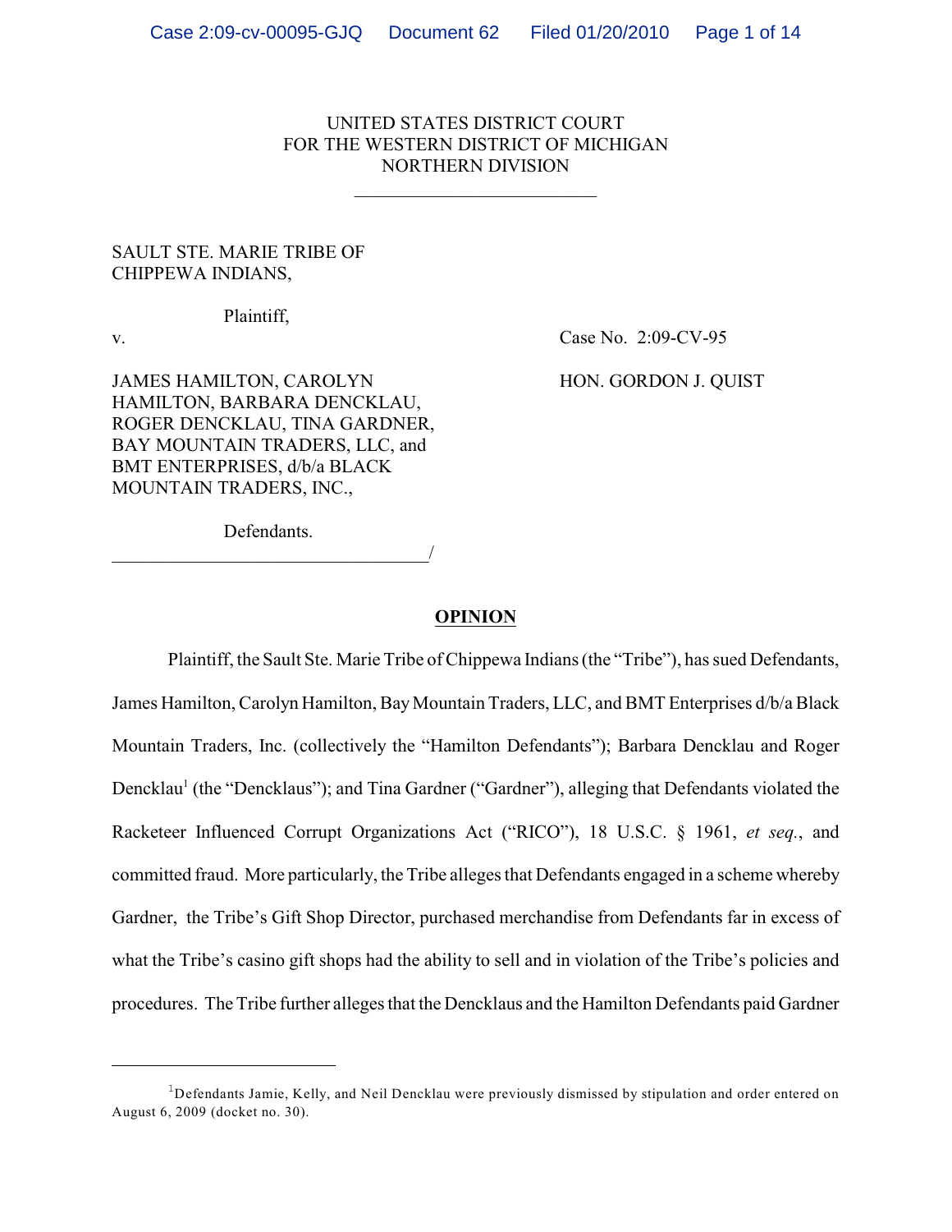UNITED STATES DISTRICT COURT
FOR THE WESTERN DISTRICT OF MICHIGAN
NORTHERN DIVISION

\_\_\_\_\_\_\_\_\_\_\_\_\_\_\_\_\_\_\_\_\_\_\_\_\_\_

SAULT STE. MARIE TRIBE OF CHIPPEWA INDIANS,

Plaintiff,

v. Case No. 2:09-CV-95

JAMES HAMILTON, CAROLYN HAMILTON, BARBARA DENCKLAU, ROGER DENCKLAU, TINA GARDNER, BAY MOUNTAIN TRADERS, LLC, and BMT ENTERPRISES, d/b/a BLACK MOUNTAIN TRADERS, INC.,

HON. GORDON J. QUIST

Defendants.
\_\_\_\_\_\_\_\_\_\_\_\_\_\_\_\_\_\_\_\_\_\_\_\_\_\_\_\_\_\_\_\_\_\_/

## OPINION

Plaintiff, the Sault Ste. Marie Tribe of Chippewa Indians (the "Tribe"), has sued Defendants, James Hamilton, Carolyn Hamilton, Bay Mountain Traders, LLC, and BMT Enterprises d/b/a Black Mountain Traders, Inc. (collectively the "Hamilton Defendants"); Barbara Dencklau and Roger Dencklau[1] (the "Dencklaus"); and Tina Gardner ("Gardner"), alleging that Defendants violated the Racketeer Influenced Corrupt Organizations Act ("RICO"), 18 U.S.C. § 1961, *et seq.*, and committed fraud. More particularly, the Tribe alleges that Defendants engaged in a scheme whereby Gardner, the Tribe's Gift Shop Director, purchased merchandise from Defendants far in excess of what the Tribe's casino gift shops had the ability to sell and in violation of the Tribe's policies and procedures. The Tribe further alleges that the Dencklaus and the Hamilton Defendants paid Gardner

[1] Defendants Jamie, Kelly, and Neil Dencklau were previously dismissed by stipulation and order entered on August 6, 2009 (docket no. 30).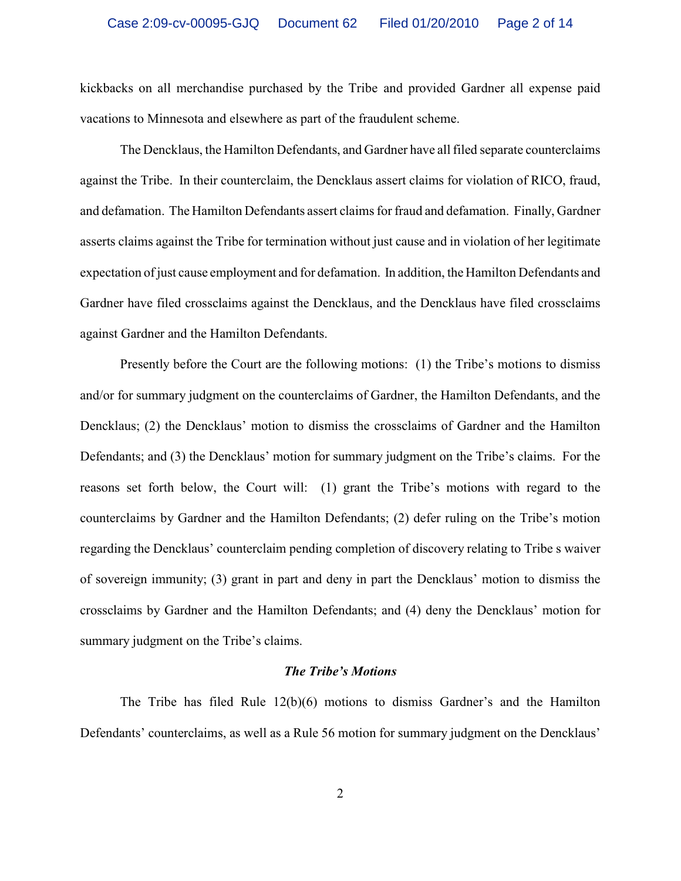kickbacks on all merchandise purchased by the Tribe and provided Gardner all expense paid vacations to Minnesota and elsewhere as part of the fraudulent scheme.

The Dencklaus, the Hamilton Defendants, and Gardner have all filed separate counterclaims against the Tribe. In their counterclaim, the Dencklaus assert claims for violation of RICO, fraud, and defamation. The Hamilton Defendants assert claims for fraud and defamation. Finally, Gardner asserts claims against the Tribe for termination without just cause and in violation of her legitimate expectation of just cause employment and for defamation. In addition, the Hamilton Defendants and Gardner have filed crossclaims against the Dencklaus, and the Dencklaus have filed crossclaims against Gardner and the Hamilton Defendants.

Presently before the Court are the following motions: (1) the Tribe's motions to dismiss and/or for summary judgment on the counterclaims of Gardner, the Hamilton Defendants, and the Dencklaus; (2) the Dencklaus' motion to dismiss the crossclaims of Gardner and the Hamilton Defendants; and (3) the Dencklaus' motion for summary judgment on the Tribe's claims. For the reasons set forth below, the Court will: (1) grant the Tribe's motions with regard to the counterclaims by Gardner and the Hamilton Defendants; (2) defer ruling on the Tribe's motion regarding the Dencklaus' counterclaim pending completion of discovery relating to Tribe s waiver of sovereign immunity; (3) grant in part and deny in part the Dencklaus' motion to dismiss the crossclaims by Gardner and the Hamilton Defendants; and (4) deny the Dencklaus' motion for summary judgment on the Tribe's claims.

### *The Tribe's Motions*

The Tribe has filed Rule 12(b)(6) motions to dismiss Gardner's and the Hamilton Defendants' counterclaims, as well as a Rule 56 motion for summary judgment on the Dencklaus'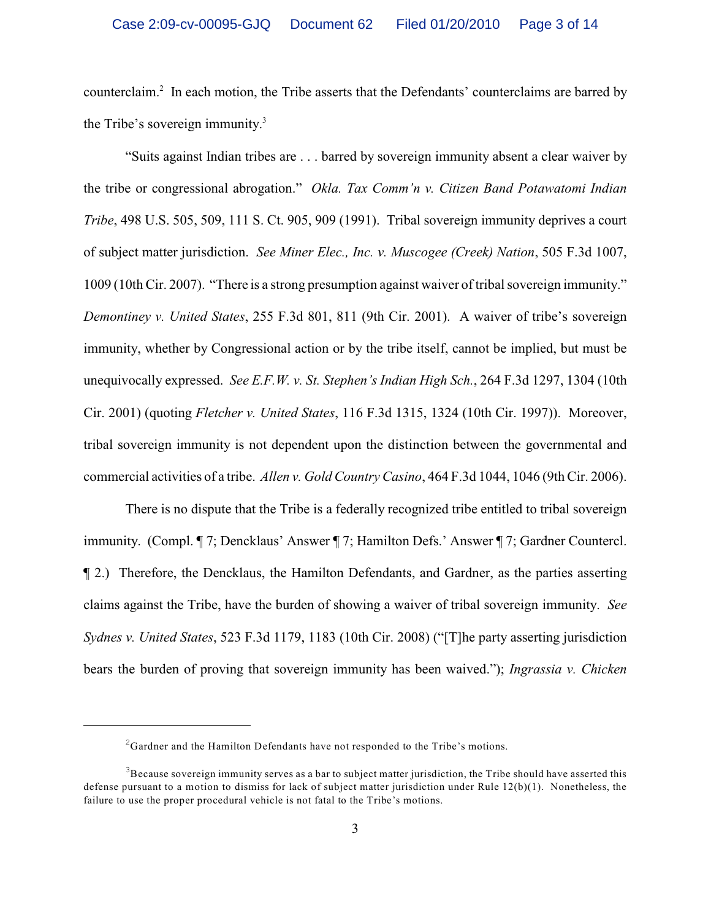counterclaim.[2] In each motion, the Tribe asserts that the Defendants' counterclaims are barred by the Tribe's sovereign immunity.[3]

"Suits against Indian tribes are . . . barred by sovereign immunity absent a clear waiver by the tribe or congressional abrogation." *Okla. Tax Comm'n v. Citizen Band Potawatomi Indian Tribe*, 498 U.S. 505, 509, 111 S. Ct. 905, 909 (1991). Tribal sovereign immunity deprives a court of subject matter jurisdiction. *See Miner Elec., Inc. v. Muscogee (Creek) Nation*, 505 F.3d 1007, 1009 (10th Cir. 2007). "There is a strong presumption against waiver of tribal sovereign immunity." *Demontiney v. United States*, 255 F.3d 801, 811 (9th Cir. 2001). A waiver of tribe's sovereign immunity, whether by Congressional action or by the tribe itself, cannot be implied, but must be unequivocally expressed. *See E.F.W. v. St. Stephen's Indian High Sch.*, 264 F.3d 1297, 1304 (10th Cir. 2001) (quoting *Fletcher v. United States*, 116 F.3d 1315, 1324 (10th Cir. 1997)). Moreover, tribal sovereign immunity is not dependent upon the distinction between the governmental and commercial activities of a tribe. *Allen v. Gold Country Casino*, 464 F.3d 1044, 1046 (9th Cir. 2006).

There is no dispute that the Tribe is a federally recognized tribe entitled to tribal sovereign immunity. (Compl. ¶ 7; Dencklaus' Answer ¶ 7; Hamilton Defs.' Answer ¶ 7; Gardner Countercl. ¶ 2.) Therefore, the Dencklaus, the Hamilton Defendants, and Gardner, as the parties asserting claims against the Tribe, have the burden of showing a waiver of tribal sovereign immunity. *See Sydnes v. United States*, 523 F.3d 1179, 1183 (10th Cir. 2008) ("[T]he party asserting jurisdiction bears the burden of proving that sovereign immunity has been waived."); *Ingrassia v. Chicken*

---

[2] Gardner and the Hamilton Defendants have not responded to the Tribe's motions.

[3] Because sovereign immunity serves as a bar to subject matter jurisdiction, the Tribe should have asserted this defense pursuant to a motion to dismiss for lack of subject matter jurisdiction under Rule 12(b)(1). Nonetheless, the failure to use the proper procedural vehicle is not fatal to the Tribe's motions.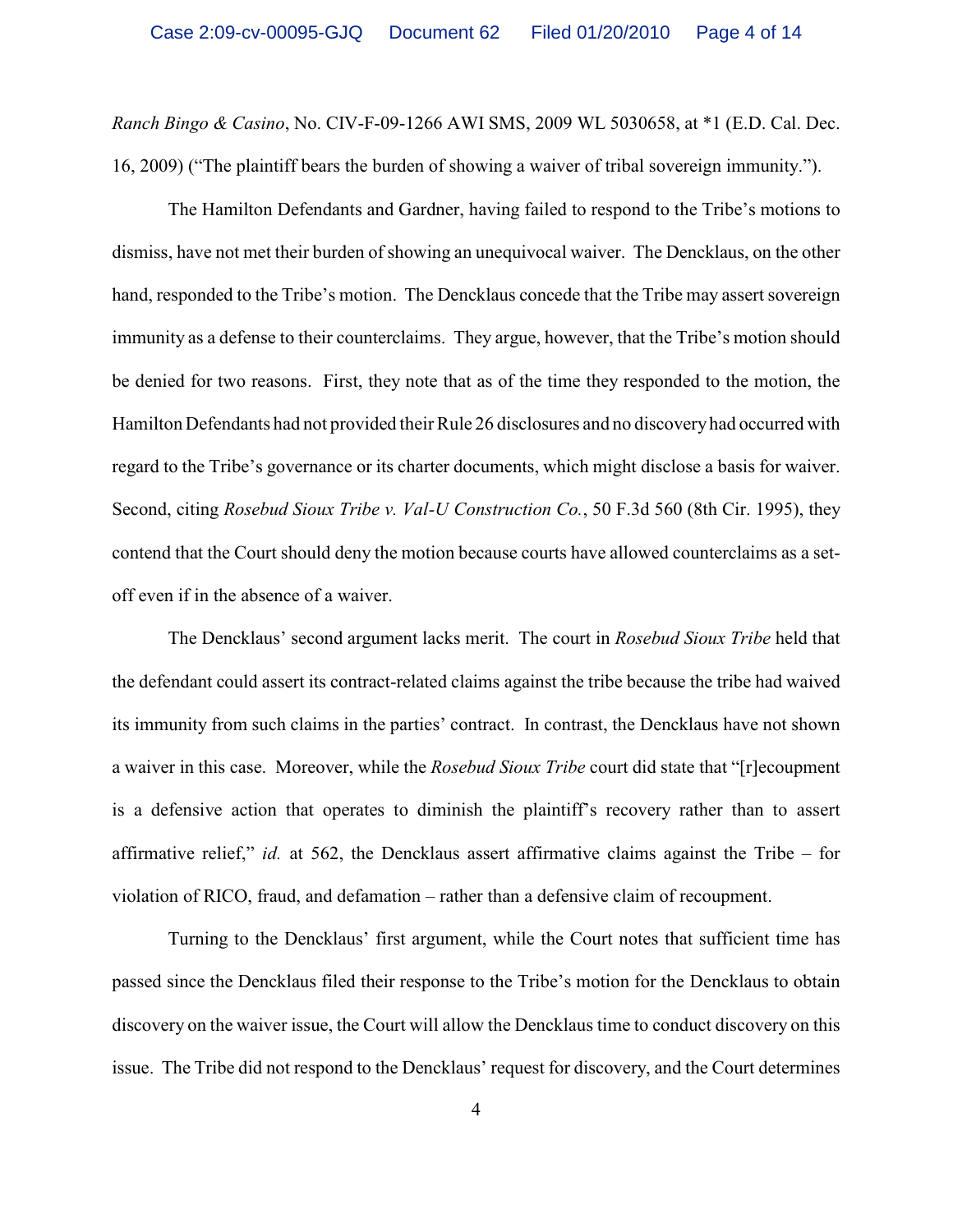*Ranch Bingo & Casino*, No. CIV-F-09-1266 AWI SMS, 2009 WL 5030658, at *1 (E.D. Cal. Dec. 16, 2009) ("The plaintiff bears the burden of showing a waiver of tribal sovereign immunity.").

The Hamilton Defendants and Gardner, having failed to respond to the Tribe's motions to dismiss, have not met their burden of showing an unequivocal waiver. The Dencklaus, on the other hand, responded to the Tribe's motion. The Dencklaus concede that the Tribe may assert sovereign immunity as a defense to their counterclaims. They argue, however, that the Tribe's motion should be denied for two reasons. First, they note that as of the time they responded to the motion, the Hamilton Defendants had not provided their Rule 26 disclosures and no discovery had occurred with regard to the Tribe's governance or its charter documents, which might disclose a basis for waiver. Second, citing *Rosebud Sioux Tribe v. Val-U Construction Co.*, 50 F.3d 560 (8th Cir. 1995), they contend that the Court should deny the motion because courts have allowed counterclaims as a set-off even if in the absence of a waiver.

The Dencklaus' second argument lacks merit. The court in *Rosebud Sioux Tribe* held that the defendant could assert its contract-related claims against the tribe because the tribe had waived its immunity from such claims in the parties' contract. In contrast, the Dencklaus have not shown a waiver in this case. Moreover, while the *Rosebud Sioux Tribe* court did state that "[r]ecoupment is a defensive action that operates to diminish the plaintiff's recovery rather than to assert affirmative relief," *id.* at 562, the Dencklaus assert affirmative claims against the Tribe – for violation of RICO, fraud, and defamation – rather than a defensive claim of recoupment.

Turning to the Dencklaus' first argument, while the Court notes that sufficient time has passed since the Dencklaus filed their response to the Tribe's motion for the Dencklaus to obtain discovery on the waiver issue, the Court will allow the Dencklaus time to conduct discovery on this issue. The Tribe did not respond to the Dencklaus' request for discovery, and the Court determines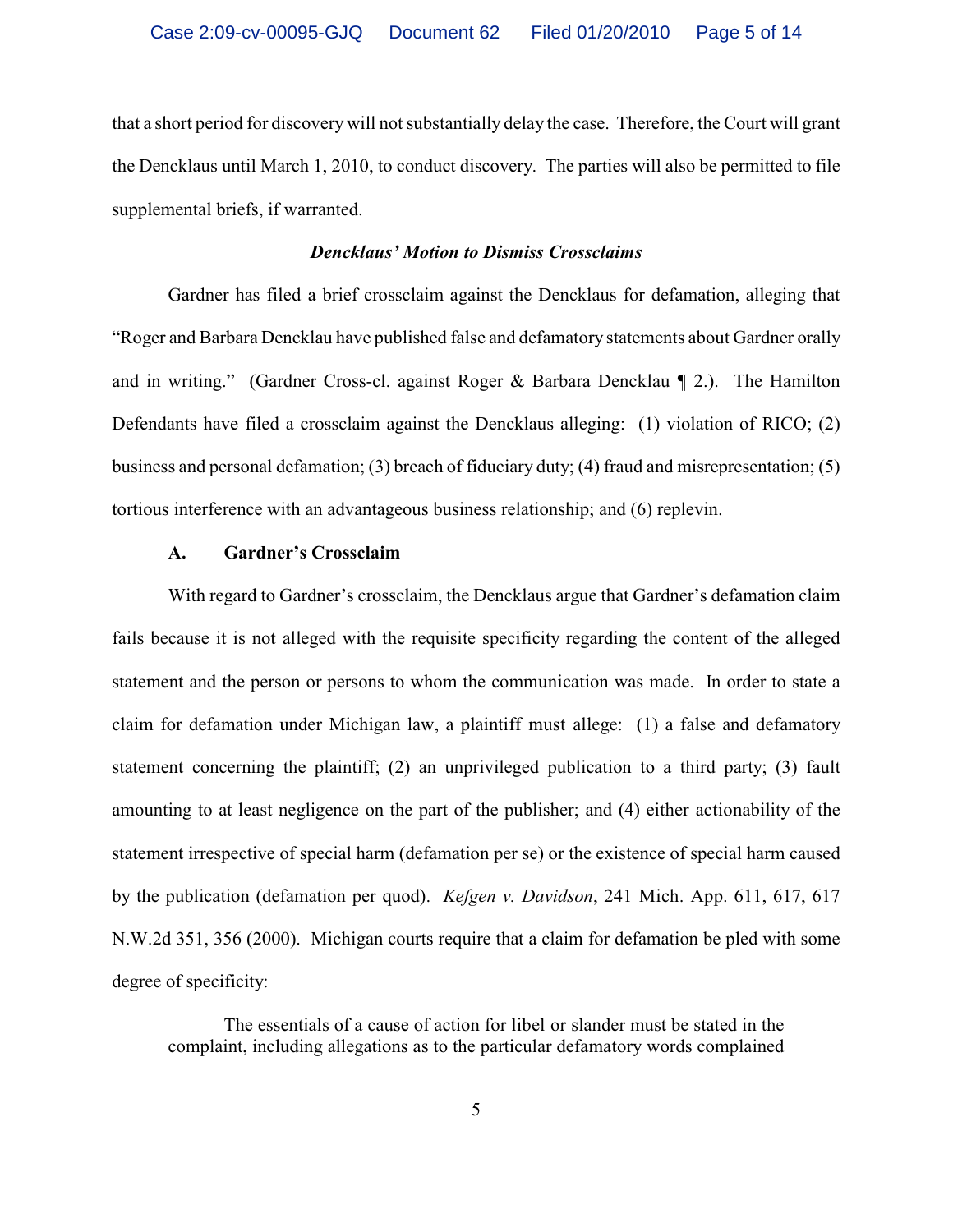that a short period for discovery will not substantially delay the case. Therefore, the Court will grant the Dencklaus until March 1, 2010, to conduct discovery. The parties will also be permitted to file supplemental briefs, if warranted.

***Dencklaus' Motion to Dismiss Crossclaims***

Gardner has filed a brief crossclaim against the Dencklaus for defamation, alleging that "Roger and Barbara Dencklau have published false and defamatory statements about Gardner orally and in writing." (Gardner Cross-cl. against Roger & Barbara Dencklau ¶ 2.). The Hamilton Defendants have filed a crossclaim against the Dencklaus alleging: (1) violation of RICO; (2) business and personal defamation; (3) breach of fiduciary duty; (4) fraud and misrepresentation; (5) tortious interference with an advantageous business relationship; and (6) replevin.

**A. Gardner's Crossclaim**

With regard to Gardner's crossclaim, the Dencklaus argue that Gardner's defamation claim fails because it is not alleged with the requisite specificity regarding the content of the alleged statement and the person or persons to whom the communication was made. In order to state a claim for defamation under Michigan law, a plaintiff must allege: (1) a false and defamatory statement concerning the plaintiff; (2) an unprivileged publication to a third party; (3) fault amounting to at least negligence on the part of the publisher; and (4) either actionability of the statement irrespective of special harm (defamation per se) or the existence of special harm caused by the publication (defamation per quod). *Kefgen v. Davidson*, 241 Mich. App. 611, 617, 617 N.W.2d 351, 356 (2000). Michigan courts require that a claim for defamation be pled with some degree of specificity:

> The essentials of a cause of action for libel or slander must be stated in the complaint, including allegations as to the particular defamatory words complained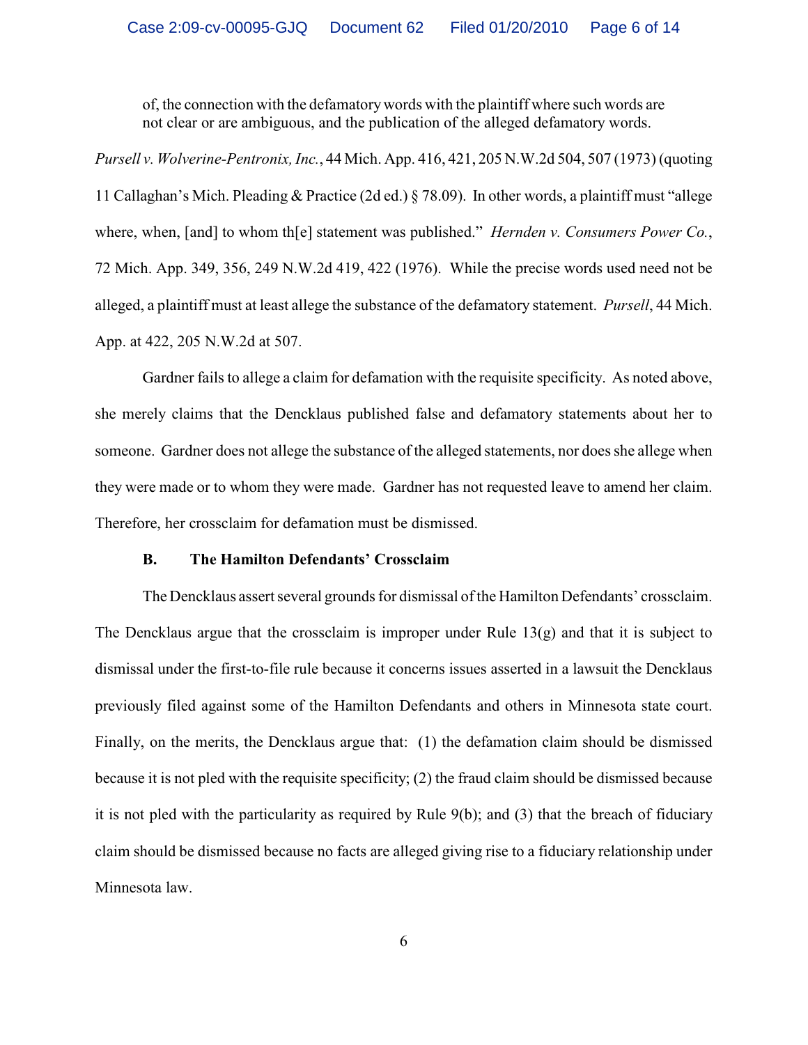> of, the connection with the defamatory words with the plaintiff where such words are not clear or are ambiguous, and the publication of the alleged defamatory words.

*Pursell v. Wolverine-Pentronix, Inc.*, 44 Mich. App. 416, 421, 205 N.W.2d 504, 507 (1973) (quoting 11 Callaghan's Mich. Pleading & Practice (2d ed.) § 78.09). In other words, a plaintiff must "allege where, when, [and] to whom th[e] statement was published." *Hernden v. Consumers Power Co.*, 72 Mich. App. 349, 356, 249 N.W.2d 419, 422 (1976). While the precise words used need not be alleged, a plaintiff must at least allege the substance of the defamatory statement. *Pursell*, 44 Mich. App. at 422, 205 N.W.2d at 507.

Gardner fails to allege a claim for defamation with the requisite specificity. As noted above, she merely claims that the Dencklaus published false and defamatory statements about her to someone. Gardner does not allege the substance of the alleged statements, nor does she allege when they were made or to whom they were made. Gardner has not requested leave to amend her claim. Therefore, her crossclaim for defamation must be dismissed.

**B. The Hamilton Defendants' Crossclaim**

The Dencklaus assert several grounds for dismissal of the Hamilton Defendants' crossclaim. The Dencklaus argue that the crossclaim is improper under Rule 13(g) and that it is subject to dismissal under the first-to-file rule because it concerns issues asserted in a lawsuit the Dencklaus previously filed against some of the Hamilton Defendants and others in Minnesota state court. Finally, on the merits, the Dencklaus argue that: (1) the defamation claim should be dismissed because it is not pled with the requisite specificity; (2) the fraud claim should be dismissed because it is not pled with the particularity as required by Rule 9(b); and (3) that the breach of fiduciary claim should be dismissed because no facts are alleged giving rise to a fiduciary relationship under Minnesota law.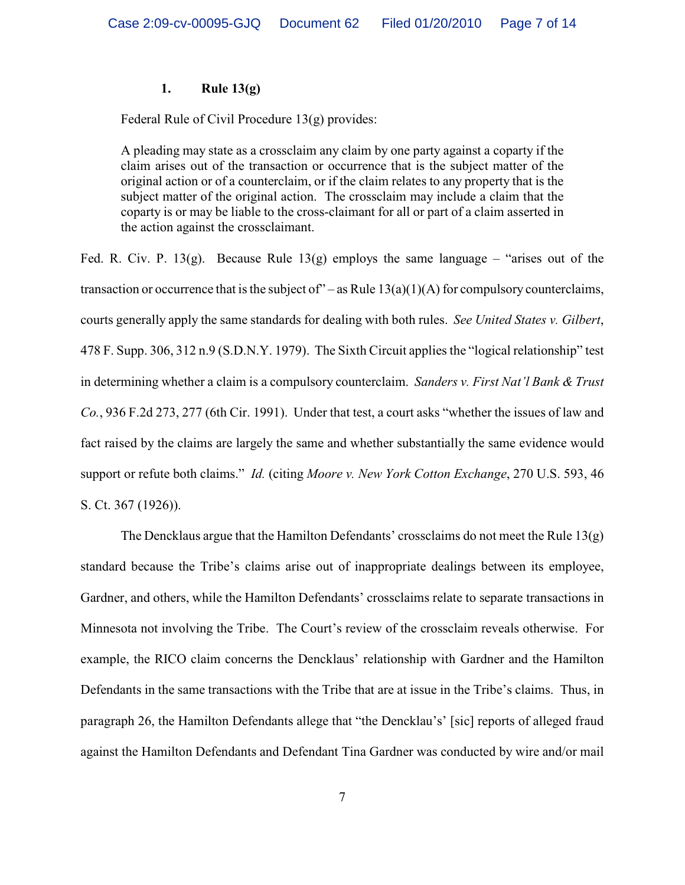### 1. Rule 13(g)

Federal Rule of Civil Procedure 13(g) provides:

> A pleading may state as a crossclaim any claim by one party against a coparty if the claim arises out of the transaction or occurrence that is the subject matter of the original action or of a counterclaim, or if the claim relates to any property that is the subject matter of the original action. The crossclaim may include a claim that the coparty is or may be liable to the cross-claimant for all or part of a claim asserted in the action against the crossclaimant.

Fed. R. Civ. P. 13(g). Because Rule 13(g) employs the same language – "arises out of the transaction or occurrence that is the subject of" – as Rule 13(a)(1)(A) for compulsory counterclaims, courts generally apply the same standards for dealing with both rules. *See United States v. Gilbert*, 478 F. Supp. 306, 312 n.9 (S.D.N.Y. 1979). The Sixth Circuit applies the "logical relationship" test in determining whether a claim is a compulsory counterclaim. *Sanders v. First Nat'l Bank & Trust Co.*, 936 F.2d 273, 277 (6th Cir. 1991). Under that test, a court asks "whether the issues of law and fact raised by the claims are largely the same and whether substantially the same evidence would support or refute both claims." *Id.* (citing *Moore v. New York Cotton Exchange*, 270 U.S. 593, 46 S. Ct. 367 (1926)).

The Dencklaus argue that the Hamilton Defendants' crossclaims do not meet the Rule 13(g) standard because the Tribe's claims arise out of inappropriate dealings between its employee, Gardner, and others, while the Hamilton Defendants' crossclaims relate to separate transactions in Minnesota not involving the Tribe. The Court's review of the crossclaim reveals otherwise. For example, the RICO claim concerns the Dencklaus' relationship with Gardner and the Hamilton Defendants in the same transactions with the Tribe that are at issue in the Tribe's claims. Thus, in paragraph 26, the Hamilton Defendants allege that "the Dencklau's' [sic] reports of alleged fraud against the Hamilton Defendants and Defendant Tina Gardner was conducted by wire and/or mail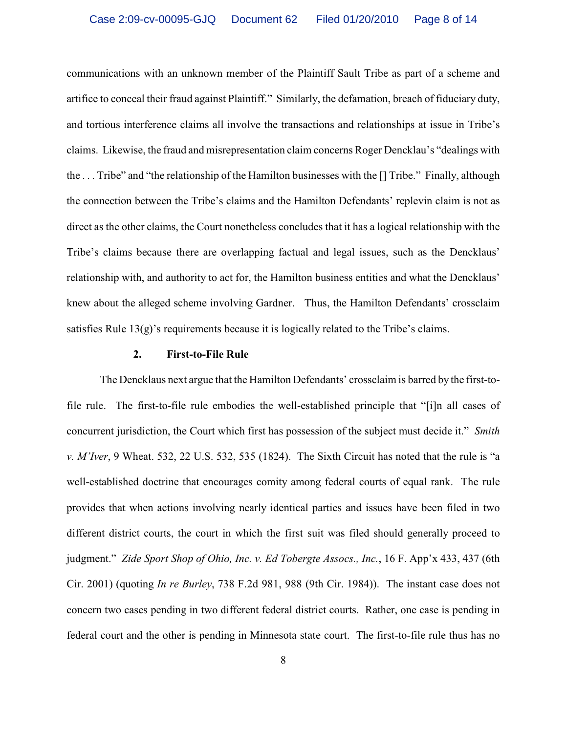communications with an unknown member of the Plaintiff Sault Tribe as part of a scheme and artifice to conceal their fraud against Plaintiff." Similarly, the defamation, breach of fiduciary duty, and tortious interference claims all involve the transactions and relationships at issue in Tribe's claims. Likewise, the fraud and misrepresentation claim concerns Roger Dencklau's "dealings with the . . . Tribe" and "the relationship of the Hamilton businesses with the [] Tribe." Finally, although the connection between the Tribe's claims and the Hamilton Defendants' replevin claim is not as direct as the other claims, the Court nonetheless concludes that it has a logical relationship with the Tribe's claims because there are overlapping factual and legal issues, such as the Dencklaus' relationship with, and authority to act for, the Hamilton business entities and what the Dencklaus' knew about the alleged scheme involving Gardner. Thus, the Hamilton Defendants' crossclaim satisfies Rule 13(g)'s requirements because it is logically related to the Tribe's claims.

### 2. First-to-File Rule

The Dencklaus next argue that the Hamilton Defendants' crossclaim is barred by the first-to-file rule. The first-to-file rule embodies the well-established principle that "[i]n all cases of concurrent jurisdiction, the Court which first has possession of the subject must decide it." *Smith v. M'Iver*, 9 Wheat. 532, 22 U.S. 532, 535 (1824). The Sixth Circuit has noted that the rule is "a well-established doctrine that encourages comity among federal courts of equal rank. The rule provides that when actions involving nearly identical parties and issues have been filed in two different district courts, the court in which the first suit was filed should generally proceed to judgment." *Zide Sport Shop of Ohio, Inc. v. Ed Tobergte Assocs., Inc.*, 16 F. App'x 433, 437 (6th Cir. 2001) (quoting *In re Burley*, 738 F.2d 981, 988 (9th Cir. 1984)). The instant case does not concern two cases pending in two different federal district courts. Rather, one case is pending in federal court and the other is pending in Minnesota state court. The first-to-file rule thus has no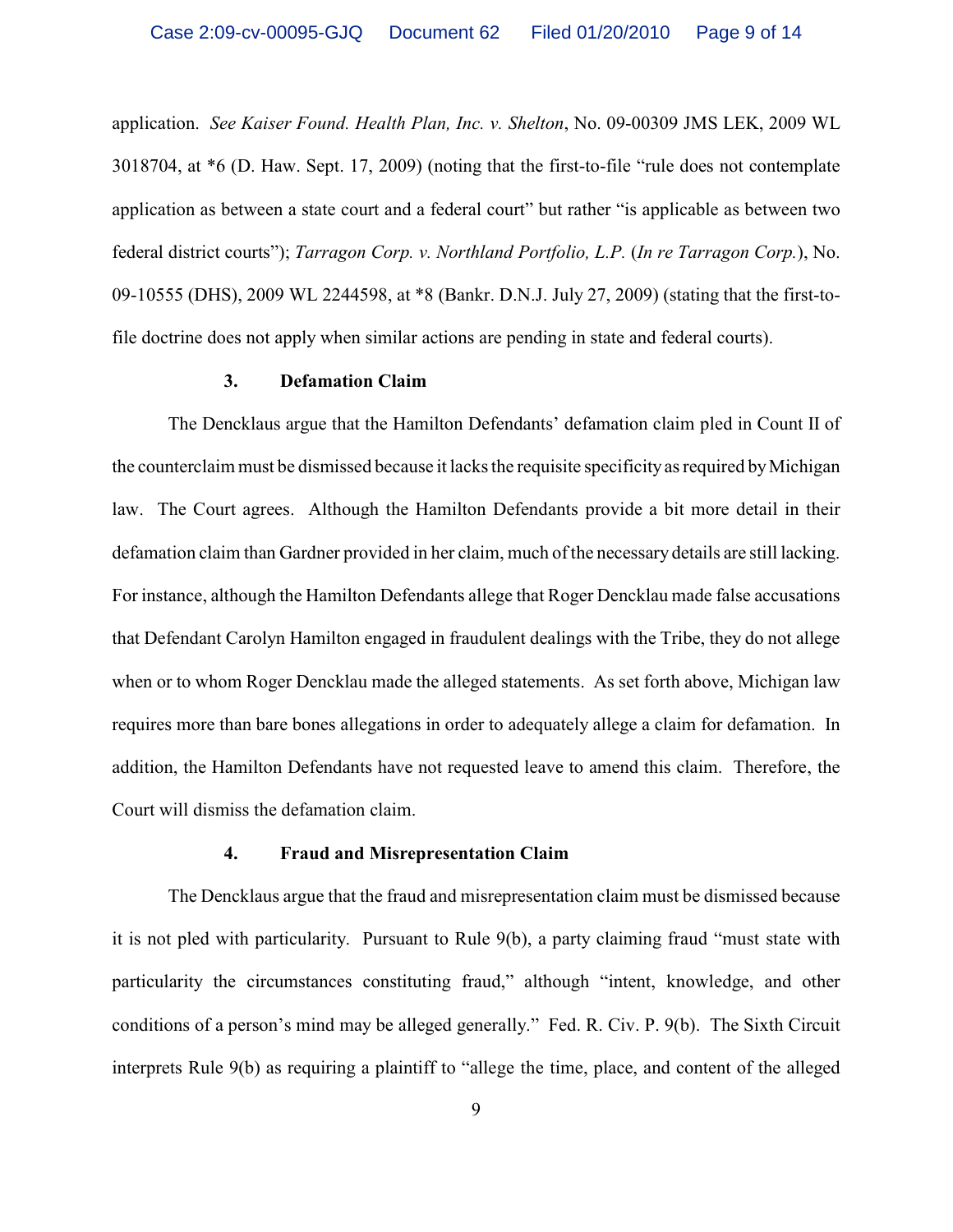application. *See Kaiser Found. Health Plan, Inc. v. Shelton*, No. 09-00309 JMS LEK, 2009 WL 3018704, at *6 (D. Haw. Sept. 17, 2009) (noting that the first-to-file "rule does not contemplate application as between a state court and a federal court" but rather "is applicable as between two federal district courts"); *Tarragon Corp. v. Northland Portfolio, L.P.* (*In re Tarragon Corp.*), No. 09-10555 (DHS), 2009 WL 2244598, at *8 (Bankr. D.N.J. July 27, 2009) (stating that the first-to-file doctrine does not apply when similar actions are pending in state and federal courts).

**3. Defamation Claim**

The Dencklaus argue that the Hamilton Defendants' defamation claim pled in Count II of the counterclaim must be dismissed because it lacks the requisite specificity as required by Michigan law. The Court agrees. Although the Hamilton Defendants provide a bit more detail in their defamation claim than Gardner provided in her claim, much of the necessary details are still lacking. For instance, although the Hamilton Defendants allege that Roger Dencklau made false accusations that Defendant Carolyn Hamilton engaged in fraudulent dealings with the Tribe, they do not allege when or to whom Roger Dencklau made the alleged statements. As set forth above, Michigan law requires more than bare bones allegations in order to adequately allege a claim for defamation. In addition, the Hamilton Defendants have not requested leave to amend this claim. Therefore, the Court will dismiss the defamation claim.

**4. Fraud and Misrepresentation Claim**

The Dencklaus argue that the fraud and misrepresentation claim must be dismissed because it is not pled with particularity. Pursuant to Rule 9(b), a party claiming fraud "must state with particularity the circumstances constituting fraud," although "intent, knowledge, and other conditions of a person's mind may be alleged generally." Fed. R. Civ. P. 9(b). The Sixth Circuit interprets Rule 9(b) as requiring a plaintiff to "allege the time, place, and content of the alleged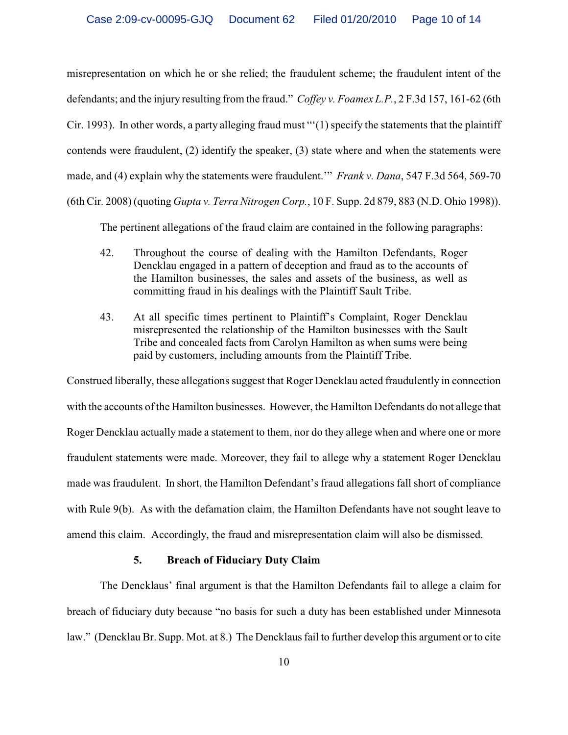misrepresentation on which he or she relied; the fraudulent scheme; the fraudulent intent of the defendants; and the injury resulting from the fraud." *Coffey v. Foamex L.P.*, 2 F.3d 157, 161-62 (6th Cir. 1993). In other words, a party alleging fraud must "'(1) specify the statements that the plaintiff contends were fraudulent, (2) identify the speaker, (3) state where and when the statements were made, and (4) explain why the statements were fraudulent.'" *Frank v. Dana*, 547 F.3d 564, 569-70 (6th Cir. 2008) (quoting *Gupta v. Terra Nitrogen Corp.*, 10 F. Supp. 2d 879, 883 (N.D. Ohio 1998)).

The pertinent allegations of the fraud claim are contained in the following paragraphs:

> 42. Throughout the course of dealing with the Hamilton Defendants, Roger Dencklau engaged in a pattern of deception and fraud as to the accounts of the Hamilton businesses, the sales and assets of the business, as well as committing fraud in his dealings with the Plaintiff Sault Tribe.
>
> 43. At all specific times pertinent to Plaintiff's Complaint, Roger Dencklau misrepresented the relationship of the Hamilton businesses with the Sault Tribe and concealed facts from Carolyn Hamilton as when sums were being paid by customers, including amounts from the Plaintiff Tribe.

Construed liberally, these allegations suggest that Roger Dencklau acted fraudulently in connection with the accounts of the Hamilton businesses. However, the Hamilton Defendants do not allege that Roger Dencklau actually made a statement to them, nor do they allege when and where one or more fraudulent statements were made. Moreover, they fail to allege why a statement Roger Dencklau made was fraudulent. In short, the Hamilton Defendant's fraud allegations fall short of compliance with Rule 9(b). As with the defamation claim, the Hamilton Defendants have not sought leave to amend this claim. Accordingly, the fraud and misrepresentation claim will also be dismissed.

### 5. Breach of Fiduciary Duty Claim

The Dencklaus' final argument is that the Hamilton Defendants fail to allege a claim for breach of fiduciary duty because "no basis for such a duty has been established under Minnesota law." (Dencklau Br. Supp. Mot. at 8.) The Dencklaus fail to further develop this argument or to cite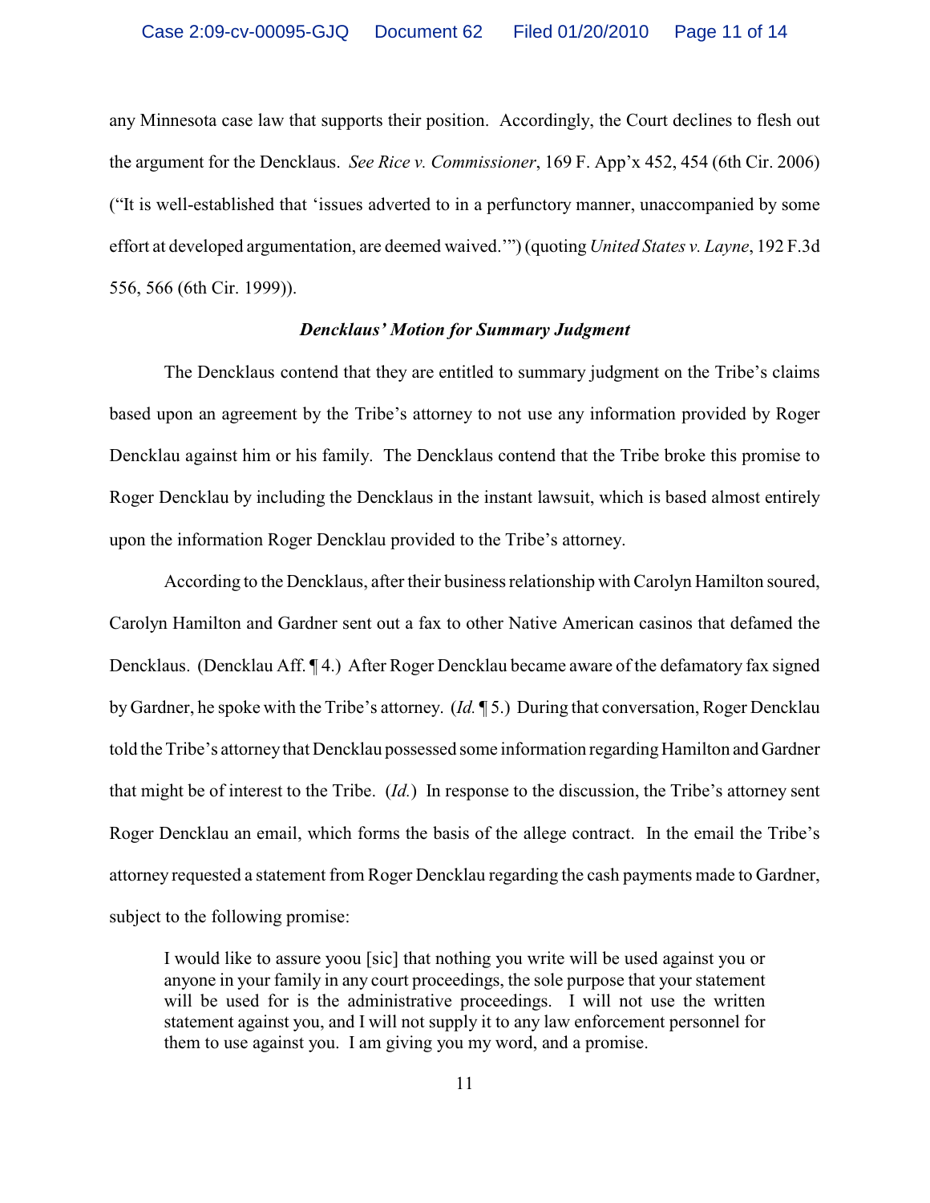any Minnesota case law that supports their position. Accordingly, the Court declines to flesh out the argument for the Dencklaus. *See Rice v. Commissioner*, 169 F. App'x 452, 454 (6th Cir. 2006) ("It is well-established that 'issues adverted to in a perfunctory manner, unaccompanied by some effort at developed argumentation, are deemed waived.'") (quoting *United States v. Layne*, 192 F.3d 556, 566 (6th Cir. 1999)).

***Dencklaus' Motion for Summary Judgment***

The Dencklaus contend that they are entitled to summary judgment on the Tribe's claims based upon an agreement by the Tribe's attorney to not use any information provided by Roger Dencklau against him or his family. The Dencklaus contend that the Tribe broke this promise to Roger Dencklau by including the Dencklaus in the instant lawsuit, which is based almost entirely upon the information Roger Dencklau provided to the Tribe's attorney.

According to the Dencklaus, after their business relationship with Carolyn Hamilton soured, Carolyn Hamilton and Gardner sent out a fax to other Native American casinos that defamed the Dencklaus. (Dencklau Aff. ¶ 4.) After Roger Dencklau became aware of the defamatory fax signed by Gardner, he spoke with the Tribe's attorney. (*Id.* ¶ 5.) During that conversation, Roger Dencklau told the Tribe's attorney that Dencklau possessed some information regarding Hamilton and Gardner that might be of interest to the Tribe. (*Id.*) In response to the discussion, the Tribe's attorney sent Roger Dencklau an email, which forms the basis of the allege contract. In the email the Tribe's attorney requested a statement from Roger Dencklau regarding the cash payments made to Gardner, subject to the following promise:

> I would like to assure yoou [sic] that nothing you write will be used against you or anyone in your family in any court proceedings, the sole purpose that your statement will be used for is the administrative proceedings. I will not use the written statement against you, and I will not supply it to any law enforcement personnel for them to use against you. I am giving you my word, and a promise.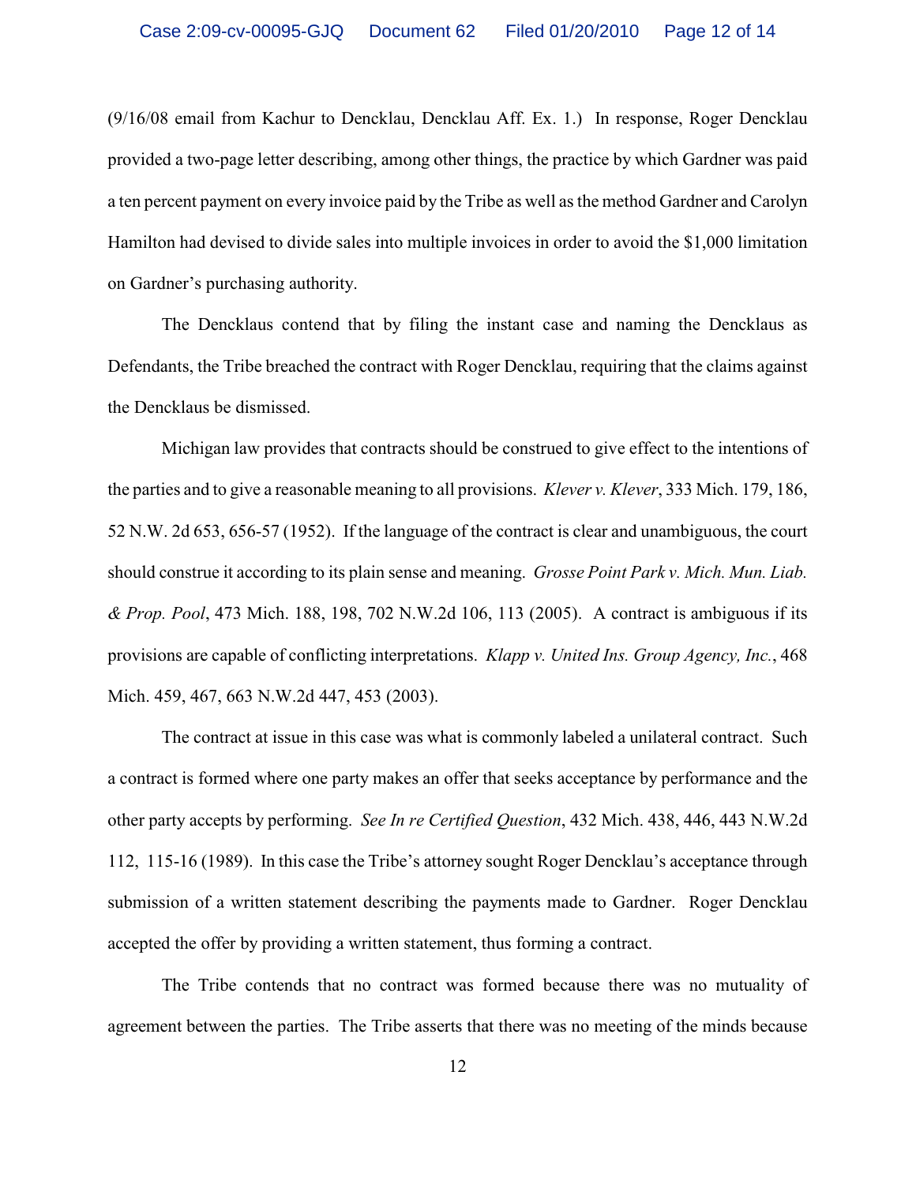(9/16/08 email from Kachur to Dencklau, Dencklau Aff. Ex. 1.) In response, Roger Dencklau provided a two-page letter describing, among other things, the practice by which Gardner was paid a ten percent payment on every invoice paid by the Tribe as well as the method Gardner and Carolyn Hamilton had devised to divide sales into multiple invoices in order to avoid the $1,000 limitation on Gardner's purchasing authority.

The Dencklaus contend that by filing the instant case and naming the Dencklaus as Defendants, the Tribe breached the contract with Roger Dencklau, requiring that the claims against the Dencklaus be dismissed.

Michigan law provides that contracts should be construed to give effect to the intentions of the parties and to give a reasonable meaning to all provisions. *Klever v. Klever*, 333 Mich. 179, 186, 52 N.W. 2d 653, 656-57 (1952). If the language of the contract is clear and unambiguous, the court should construe it according to its plain sense and meaning. *Grosse Point Park v. Mich. Mun. Liab. & Prop. Pool*, 473 Mich. 188, 198, 702 N.W.2d 106, 113 (2005). A contract is ambiguous if its provisions are capable of conflicting interpretations. *Klapp v. United Ins. Group Agency, Inc.*, 468 Mich. 459, 467, 663 N.W.2d 447, 453 (2003).

The contract at issue in this case was what is commonly labeled a unilateral contract. Such a contract is formed where one party makes an offer that seeks acceptance by performance and the other party accepts by performing. *See In re Certified Question*, 432 Mich. 438, 446, 443 N.W.2d 112, 115-16 (1989). In this case the Tribe's attorney sought Roger Dencklau's acceptance through submission of a written statement describing the payments made to Gardner. Roger Dencklau accepted the offer by providing a written statement, thus forming a contract.

The Tribe contends that no contract was formed because there was no mutuality of agreement between the parties. The Tribe asserts that there was no meeting of the minds because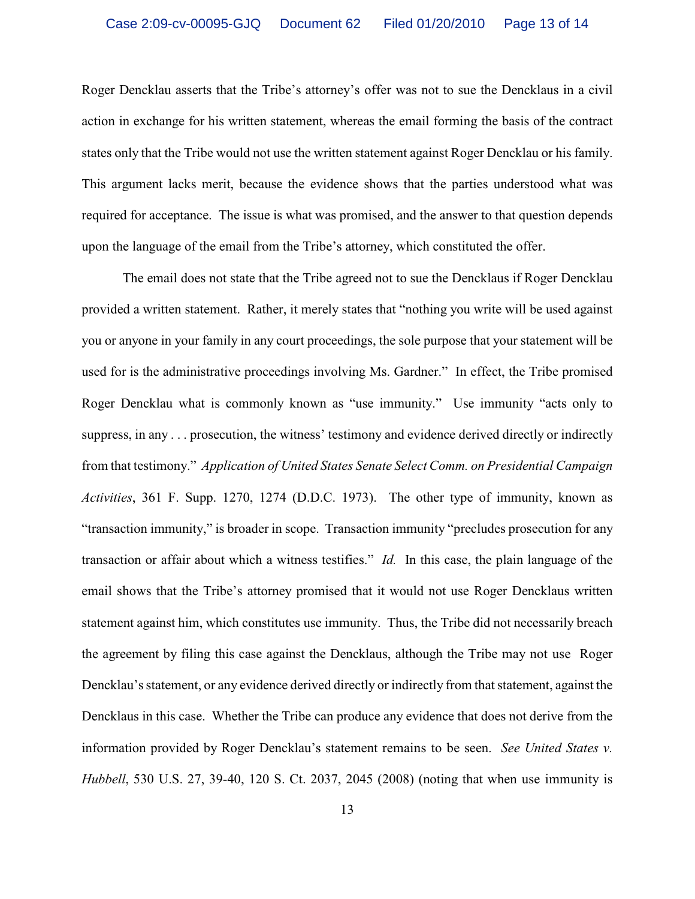Roger Dencklau asserts that the Tribe's attorney's offer was not to sue the Dencklaus in a civil action in exchange for his written statement, whereas the email forming the basis of the contract states only that the Tribe would not use the written statement against Roger Dencklau or his family. This argument lacks merit, because the evidence shows that the parties understood what was required for acceptance. The issue is what was promised, and the answer to that question depends upon the language of the email from the Tribe's attorney, which constituted the offer.

The email does not state that the Tribe agreed not to sue the Dencklaus if Roger Dencklau provided a written statement. Rather, it merely states that "nothing you write will be used against you or anyone in your family in any court proceedings, the sole purpose that your statement will be used for is the administrative proceedings involving Ms. Gardner." In effect, the Tribe promised Roger Dencklau what is commonly known as "use immunity." Use immunity "acts only to suppress, in any . . . prosecution, the witness' testimony and evidence derived directly or indirectly from that testimony." *Application of United States Senate Select Comm. on Presidential Campaign Activities*, 361 F. Supp. 1270, 1274 (D.D.C. 1973). The other type of immunity, known as "transaction immunity," is broader in scope. Transaction immunity "precludes prosecution for any transaction or affair about which a witness testifies." *Id.* In this case, the plain language of the email shows that the Tribe's attorney promised that it would not use Roger Dencklaus written statement against him, which constitutes use immunity. Thus, the Tribe did not necessarily breach the agreement by filing this case against the Dencklaus, although the Tribe may not use Roger Dencklau's statement, or any evidence derived directly or indirectly from that statement, against the Dencklaus in this case. Whether the Tribe can produce any evidence that does not derive from the information provided by Roger Dencklau's statement remains to be seen. *See United States v. Hubbell*, 530 U.S. 27, 39-40, 120 S. Ct. 2037, 2045 (2008) (noting that when use immunity is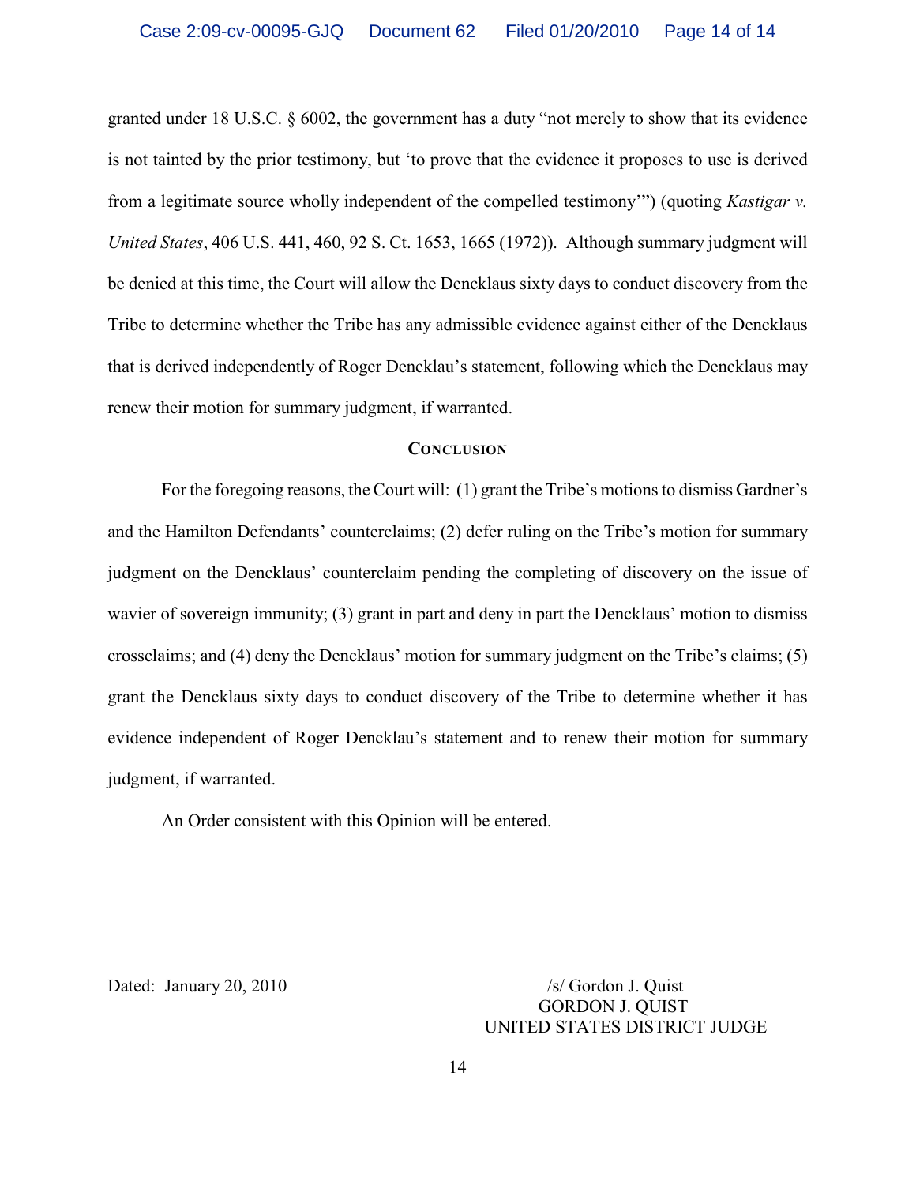granted under 18 U.S.C. § 6002, the government has a duty "not merely to show that its evidence is not tainted by the prior testimony, but 'to prove that the evidence it proposes to use is derived from a legitimate source wholly independent of the compelled testimony'") (quoting *Kastigar v. United States*, 406 U.S. 441, 460, 92 S. Ct. 1653, 1665 (1972)). Although summary judgment will be denied at this time, the Court will allow the Dencklaus sixty days to conduct discovery from the Tribe to determine whether the Tribe has any admissible evidence against either of the Dencklaus that is derived independently of Roger Dencklau's statement, following which the Dencklaus may renew their motion for summary judgment, if warranted.

## CONCLUSION

For the foregoing reasons, the Court will: (1) grant the Tribe's motions to dismiss Gardner's and the Hamilton Defendants' counterclaims; (2) defer ruling on the Tribe's motion for summary judgment on the Dencklaus' counterclaim pending the completing of discovery on the issue of wavier of sovereign immunity; (3) grant in part and deny in part the Dencklaus' motion to dismiss crossclaims; and (4) deny the Dencklaus' motion for summary judgment on the Tribe's claims; (5) grant the Dencklaus sixty days to conduct discovery of the Tribe to determine whether it has evidence independent of Roger Dencklau's statement and to renew their motion for summary judgment, if warranted.

An Order consistent with this Opinion will be entered.

Dated: January 20, 2010

/s/ Gordon J. Quist
GORDON J. QUIST
UNITED STATES DISTRICT JUDGE